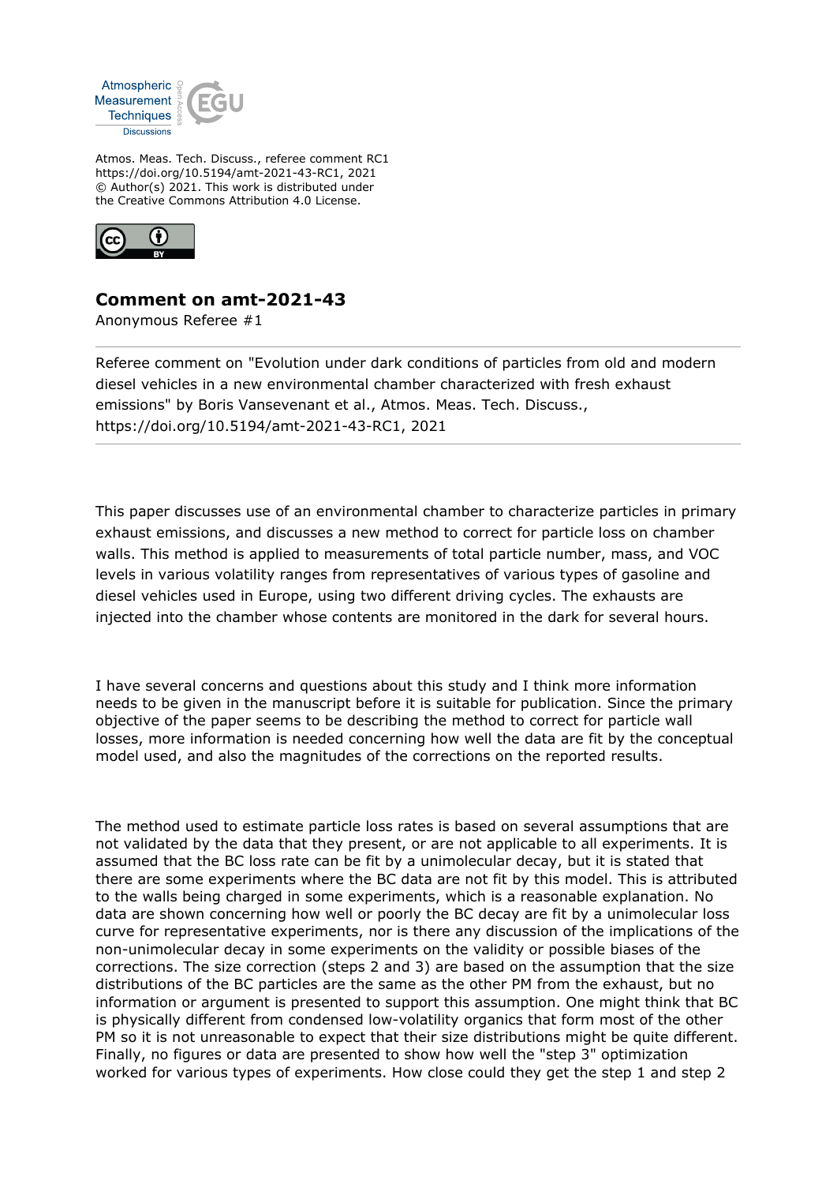Atmos. Meas. Tech. Discuss., referee comment RC1
https://doi.org/10.5194/amt-2021-43-RC1, 2021
© Author(s) 2021. This work is distributed under
the Creative Commons Attribution 4.0 License.

## Comment on amt-2021-43

Anonymous Referee #1

Referee comment on "Evolution under dark conditions of particles from old and modern diesel vehicles in a new environmental chamber characterized with fresh exhaust emissions" by Boris Vansevenant et al., Atmos. Meas. Tech. Discuss., https://doi.org/10.5194/amt-2021-43-RC1, 2021

---

This paper discusses use of an environmental chamber to characterize particles in primary exhaust emissions, and discusses a new method to correct for particle loss on chamber walls. This method is applied to measurements of total particle number, mass, and VOC levels in various volatility ranges from representatives of various types of gasoline and diesel vehicles used in Europe, using two different driving cycles. The exhausts are injected into the chamber whose contents are monitored in the dark for several hours.

I have several concerns and questions about this study and I think more information needs to be given in the manuscript before it is suitable for publication. Since the primary objective of the paper seems to be describing the method to correct for particle wall losses, more information is needed concerning how well the data are fit by the conceptual model used, and also the magnitudes of the corrections on the reported results.

The method used to estimate particle loss rates is based on several assumptions that are not validated by the data that they present, or are not applicable to all experiments. It is assumed that the BC loss rate can be fit by a unimolecular decay, but it is stated that there are some experiments where the BC data are not fit by this model. This is attributed to the walls being charged in some experiments, which is a reasonable explanation. No data are shown concerning how well or poorly the BC decay are fit by a unimolecular loss curve for representative experiments, nor is there any discussion of the implications of the non-unimolecular decay in some experiments on the validity or possible biases of the corrections. The size correction (steps 2 and 3) are based on the assumption that the size distributions of the BC particles are the same as the other PM from the exhaust, but no information or argument is presented to support this assumption. One might think that BC is physically different from condensed low-volatility organics that form most of the other PM so it is not unreasonable to expect that their size distributions might be quite different. Finally, no figures or data are presented to show how well the "step 3" optimization worked for various types of experiments. How close could they get the step 1 and step 2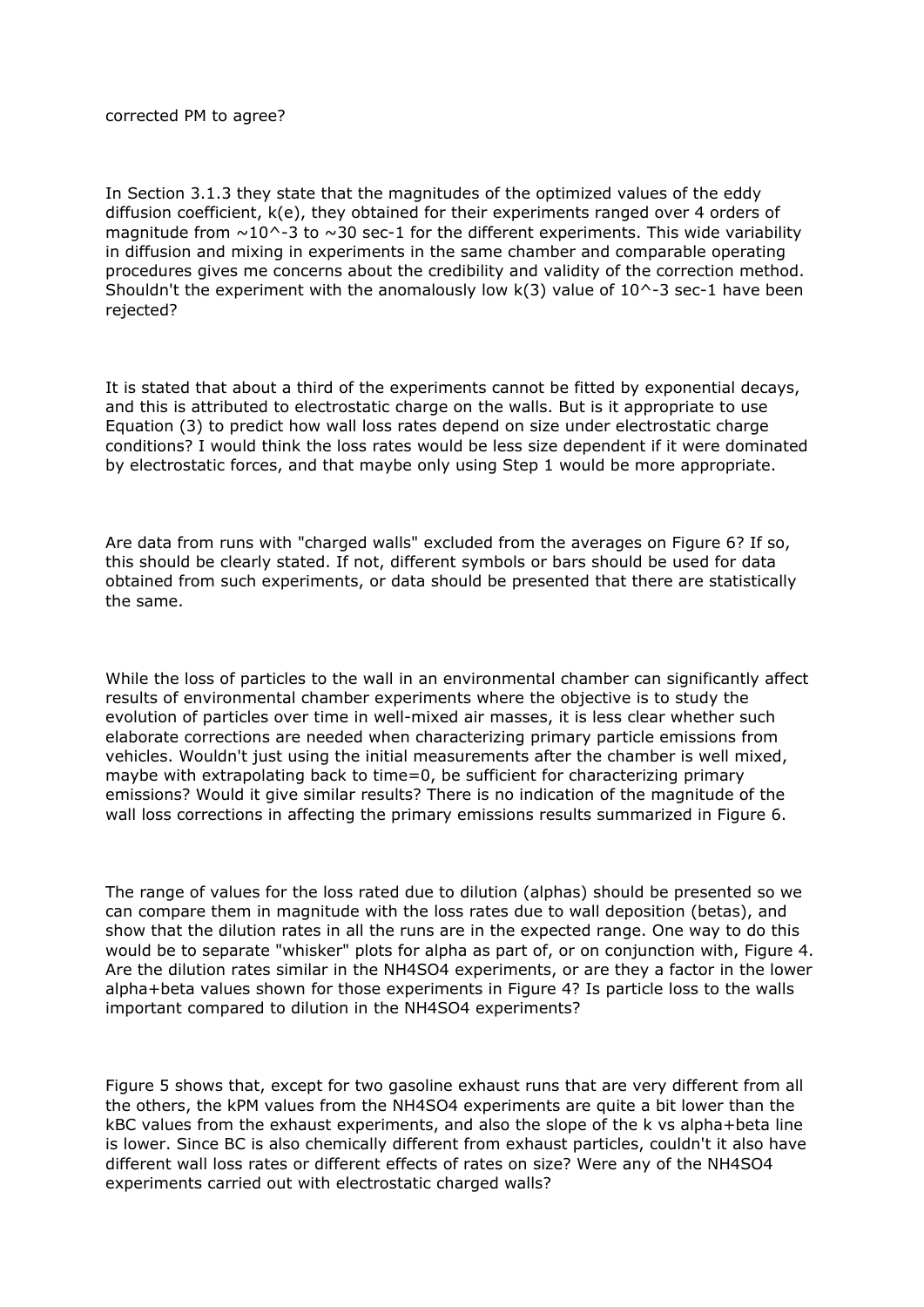corrected PM to agree?

In Section 3.1.3 they state that the magnitudes of the optimized values of the eddy diffusion coefficient, $k(e)$, they obtained for their experiments ranged over 4 orders of magnitude from $\sim 10^{-3}$ to $\sim 30$ sec-1 for the different experiments. This wide variability in diffusion and mixing in experiments in the same chamber and comparable operating procedures gives me concerns about the credibility and validity of the correction method. Shouldn't the experiment with the anomalously low $k(3)$ value of $10^{-3}$ sec-1 have been rejected?

It is stated that about a third of the experiments cannot be fitted by exponential decays, and this is attributed to electrostatic charge on the walls. But is it appropriate to use Equation (3) to predict how wall loss rates depend on size under electrostatic charge conditions? I would think the loss rates would be less size dependent if it were dominated by electrostatic forces, and that maybe only using Step 1 would be more appropriate.

Are data from runs with "charged walls" excluded from the averages on Figure 6? If so, this should be clearly stated. If not, different symbols or bars should be used for data obtained from such experiments, or data should be presented that there are statistically the same.

While the loss of particles to the wall in an environmental chamber can significantly affect results of environmental chamber experiments where the objective is to study the evolution of particles over time in well-mixed air masses, it is less clear whether such elaborate corrections are needed when characterizing primary particle emissions from vehicles. Wouldn't just using the initial measurements after the chamber is well mixed, maybe with extrapolating back to time=0, be sufficient for characterizing primary emissions? Would it give similar results? There is no indication of the magnitude of the wall loss corrections in affecting the primary emissions results summarized in Figure 6.

The range of values for the loss rated due to dilution (alphas) should be presented so we can compare them in magnitude with the loss rates due to wall deposition (betas), and show that the dilution rates in all the runs are in the expected range. One way to do this would be to separate "whisker" plots for alpha as part of, or on conjunction with, Figure 4. Are the dilution rates similar in the $NH_4SO_4$ experiments, or are they a factor in the lower alpha+beta values shown for those experiments in Figure 4? Is particle loss to the walls important compared to dilution in the $NH_4SO_4$ experiments?

Figure 5 shows that, except for two gasoline exhaust runs that are very different from all the others, the $k_{PM}$ values from the $NH_4SO_4$ experiments are quite a bit lower than the $k_{BC}$ values from the exhaust experiments, and also the slope of the k vs alpha+beta line is lower. Since BC is also chemically different from exhaust particles, couldn't it also have different wall loss rates or different effects of rates on size? Were any of the $NH_4SO_4$ experiments carried out with electrostatic charged walls?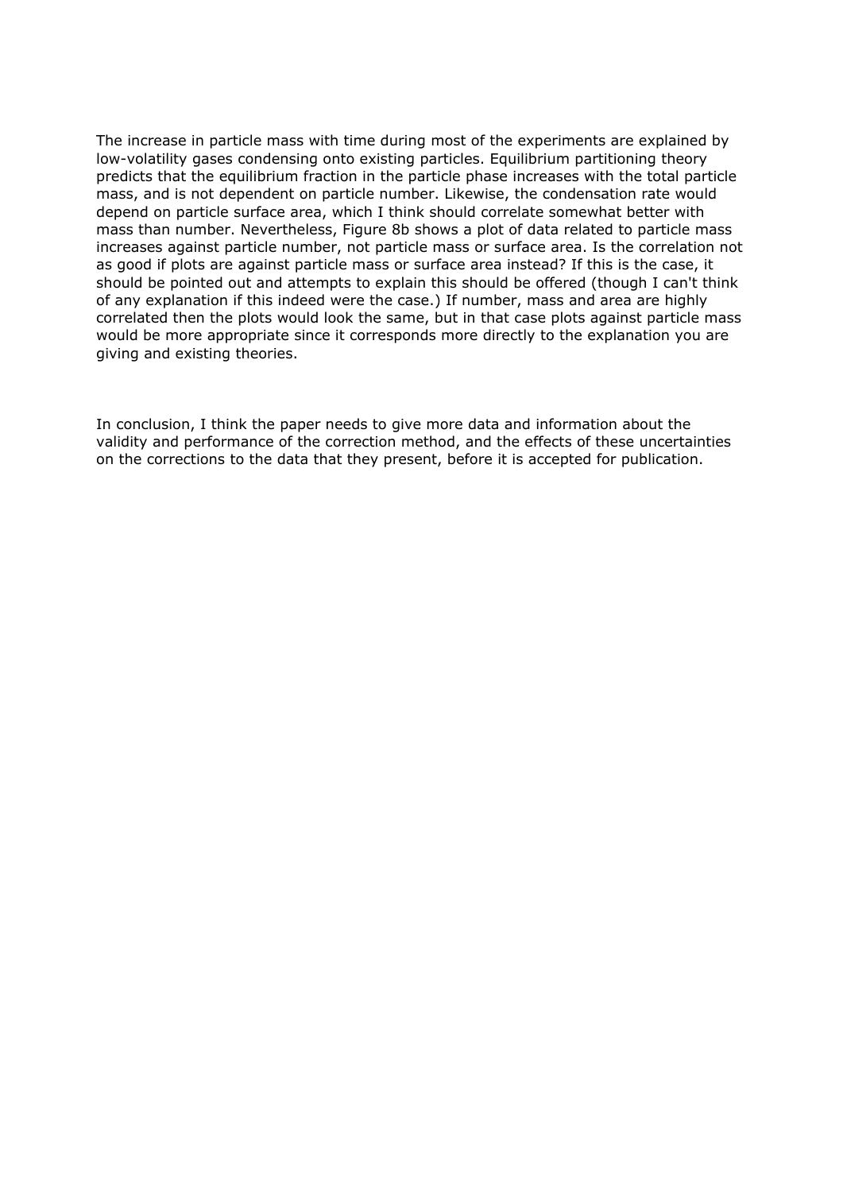The increase in particle mass with time during most of the experiments are explained by low-volatility gases condensing onto existing particles. Equilibrium partitioning theory predicts that the equilibrium fraction in the particle phase increases with the total particle mass, and is not dependent on particle number. Likewise, the condensation rate would depend on particle surface area, which I think should correlate somewhat better with mass than number. Nevertheless, Figure 8b shows a plot of data related to particle mass increases against particle number, not particle mass or surface area. Is the correlation not as good if plots are against particle mass or surface area instead? If this is the case, it should be pointed out and attempts to explain this should be offered (though I can't think of any explanation if this indeed were the case.) If number, mass and area are highly correlated then the plots would look the same, but in that case plots against particle mass would be more appropriate since it corresponds more directly to the explanation you are giving and existing theories.

In conclusion, I think the paper needs to give more data and information about the validity and performance of the correction method, and the effects of these uncertainties on the corrections to the data that they present, before it is accepted for publication.